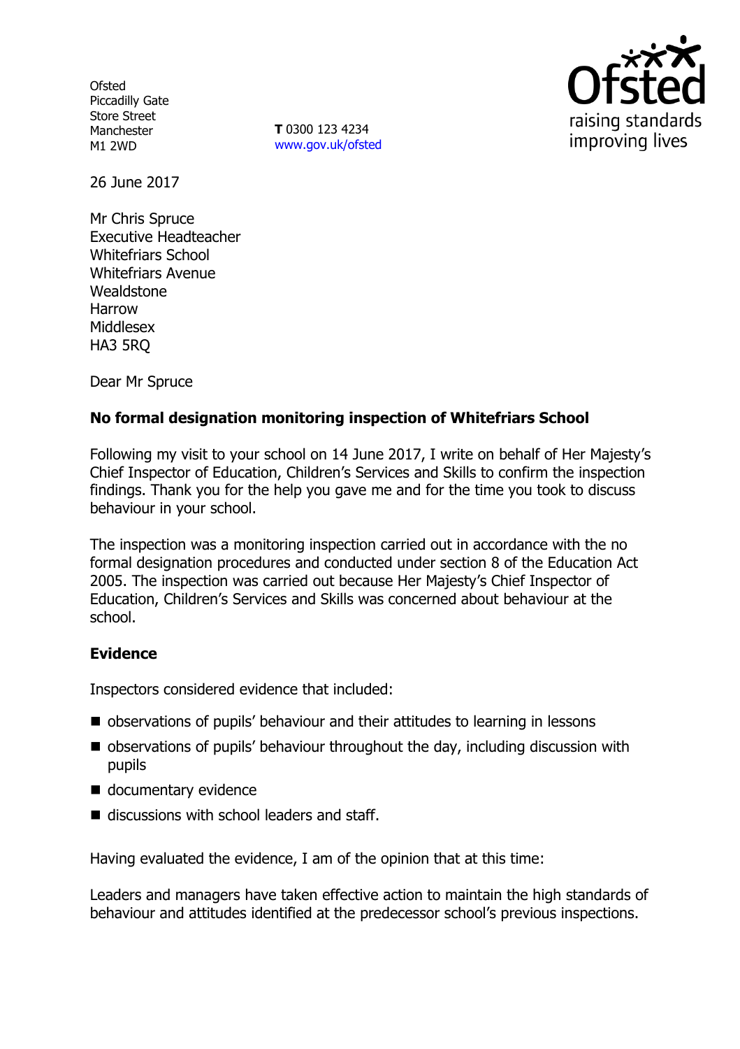Ofsted
Piccadilly Gate
Store Street
Manchester
M1 2WD

**T** 0300 123 4234
www.gov.uk/ofsted

26 June 2017

Mr Chris Spruce
Executive Headteacher
Whitefriars School
Whitefriars Avenue
Wealdstone
Harrow
Middlesex
HA3 5RQ

Dear Mr Spruce

**No formal designation monitoring inspection of Whitefriars School**

Following my visit to your school on 14 June 2017, I write on behalf of Her Majesty's Chief Inspector of Education, Children's Services and Skills to confirm the inspection findings. Thank you for the help you gave me and for the time you took to discuss behaviour in your school.

The inspection was a monitoring inspection carried out in accordance with the no formal designation procedures and conducted under section 8 of the Education Act 2005. The inspection was carried out because Her Majesty's Chief Inspector of Education, Children's Services and Skills was concerned about behaviour at the school.

## Evidence

Inspectors considered evidence that included:

- observations of pupils' behaviour and their attitudes to learning in lessons
- observations of pupils' behaviour throughout the day, including discussion with pupils
- documentary evidence
- discussions with school leaders and staff.

Having evaluated the evidence, I am of the opinion that at this time:

Leaders and managers have taken effective action to maintain the high standards of behaviour and attitudes identified at the predecessor school's previous inspections.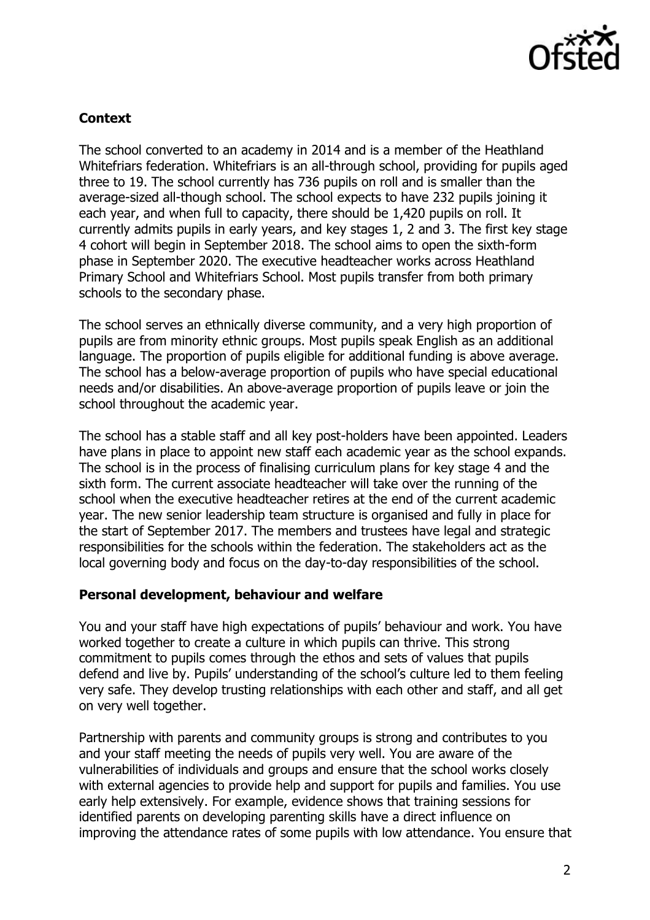### Context

The school converted to an academy in 2014 and is a member of the Heathland Whitefriars federation. Whitefriars is an all-through school, providing for pupils aged three to 19. The school currently has 736 pupils on roll and is smaller than the average-sized all-though school. The school expects to have 232 pupils joining it each year, and when full to capacity, there should be 1,420 pupils on roll. It currently admits pupils in early years, and key stages 1, 2 and 3. The first key stage 4 cohort will begin in September 2018. The school aims to open the sixth-form phase in September 2020. The executive headteacher works across Heathland Primary School and Whitefriars School. Most pupils transfer from both primary schools to the secondary phase.

The school serves an ethnically diverse community, and a very high proportion of pupils are from minority ethnic groups. Most pupils speak English as an additional language. The proportion of pupils eligible for additional funding is above average. The school has a below-average proportion of pupils who have special educational needs and/or disabilities. An above-average proportion of pupils leave or join the school throughout the academic year.

The school has a stable staff and all key post-holders have been appointed. Leaders have plans in place to appoint new staff each academic year as the school expands. The school is in the process of finalising curriculum plans for key stage 4 and the sixth form. The current associate headteacher will take over the running of the school when the executive headteacher retires at the end of the current academic year. The new senior leadership team structure is organised and fully in place for the start of September 2017. The members and trustees have legal and strategic responsibilities for the schools within the federation. The stakeholders act as the local governing body and focus on the day-to-day responsibilities of the school.

### Personal development, behaviour and welfare

You and your staff have high expectations of pupils' behaviour and work. You have worked together to create a culture in which pupils can thrive. This strong commitment to pupils comes through the ethos and sets of values that pupils defend and live by. Pupils' understanding of the school's culture led to them feeling very safe. They develop trusting relationships with each other and staff, and all get on very well together.

Partnership with parents and community groups is strong and contributes to you and your staff meeting the needs of pupils very well. You are aware of the vulnerabilities of individuals and groups and ensure that the school works closely with external agencies to provide help and support for pupils and families. You use early help extensively. For example, evidence shows that training sessions for identified parents on developing parenting skills have a direct influence on improving the attendance rates of some pupils with low attendance. You ensure that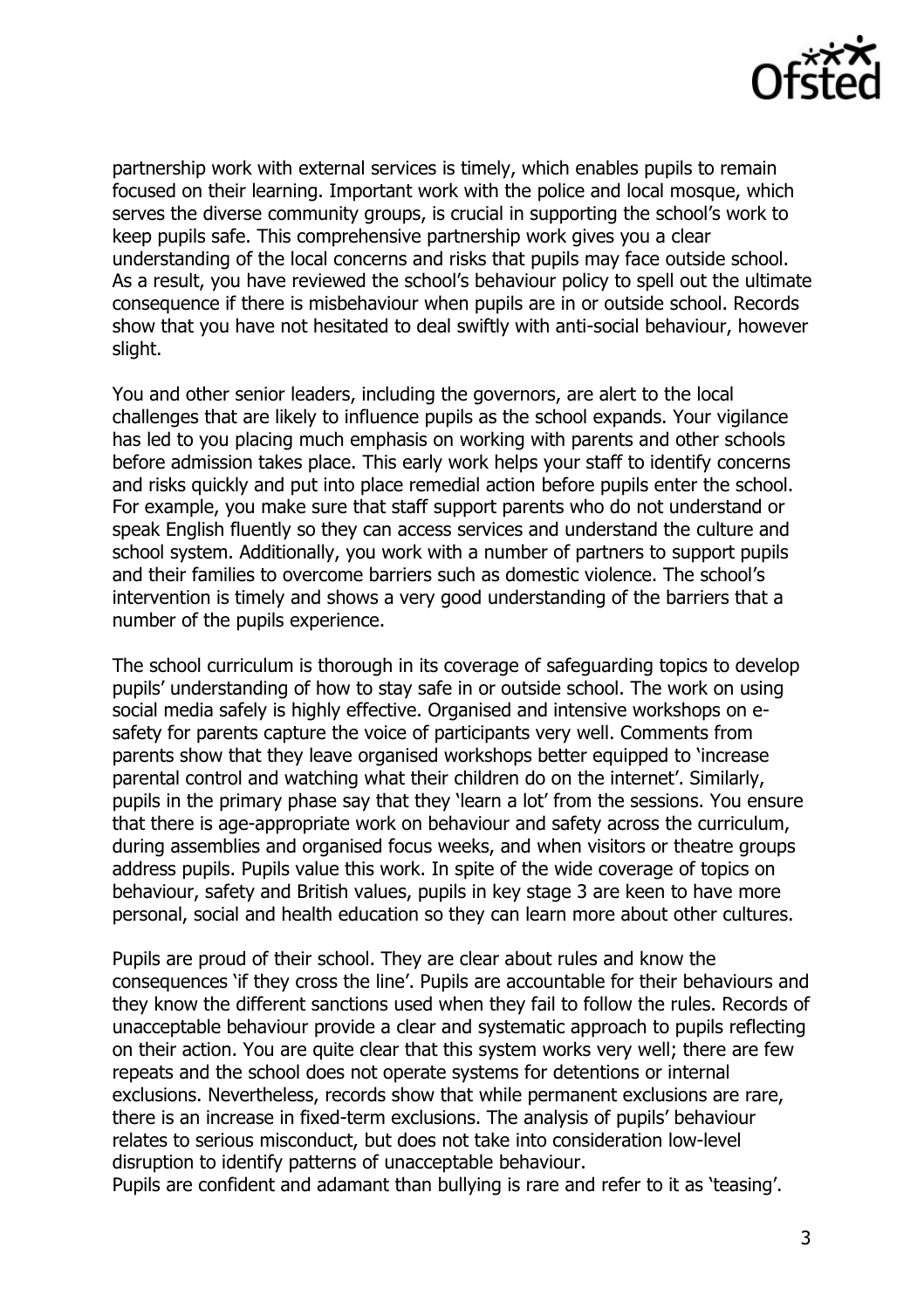partnership work with external services is timely, which enables pupils to remain focused on their learning. Important work with the police and local mosque, which serves the diverse community groups, is crucial in supporting the school's work to keep pupils safe. This comprehensive partnership work gives you a clear understanding of the local concerns and risks that pupils may face outside school. As a result, you have reviewed the school's behaviour policy to spell out the ultimate consequence if there is misbehaviour when pupils are in or outside school. Records show that you have not hesitated to deal swiftly with anti-social behaviour, however slight.

You and other senior leaders, including the governors, are alert to the local challenges that are likely to influence pupils as the school expands. Your vigilance has led to you placing much emphasis on working with parents and other schools before admission takes place. This early work helps your staff to identify concerns and risks quickly and put into place remedial action before pupils enter the school. For example, you make sure that staff support parents who do not understand or speak English fluently so they can access services and understand the culture and school system. Additionally, you work with a number of partners to support pupils and their families to overcome barriers such as domestic violence. The school's intervention is timely and shows a very good understanding of the barriers that a number of the pupils experience.

The school curriculum is thorough in its coverage of safeguarding topics to develop pupils' understanding of how to stay safe in or outside school. The work on using social media safely is highly effective. Organised and intensive workshops on e-safety for parents capture the voice of participants very well. Comments from parents show that they leave organised workshops better equipped to 'increase parental control and watching what their children do on the internet'. Similarly, pupils in the primary phase say that they 'learn a lot' from the sessions. You ensure that there is age-appropriate work on behaviour and safety across the curriculum, during assemblies and organised focus weeks, and when visitors or theatre groups address pupils. Pupils value this work. In spite of the wide coverage of topics on behaviour, safety and British values, pupils in key stage 3 are keen to have more personal, social and health education so they can learn more about other cultures.

Pupils are proud of their school. They are clear about rules and know the consequences 'if they cross the line'. Pupils are accountable for their behaviours and they know the different sanctions used when they fail to follow the rules. Records of unacceptable behaviour provide a clear and systematic approach to pupils reflecting on their action. You are quite clear that this system works very well; there are few repeats and the school does not operate systems for detentions or internal exclusions. Nevertheless, records show that while permanent exclusions are rare, there is an increase in fixed-term exclusions. The analysis of pupils' behaviour relates to serious misconduct, but does not take into consideration low-level disruption to identify patterns of unacceptable behaviour.

Pupils are confident and adamant than bullying is rare and refer to it as 'teasing'.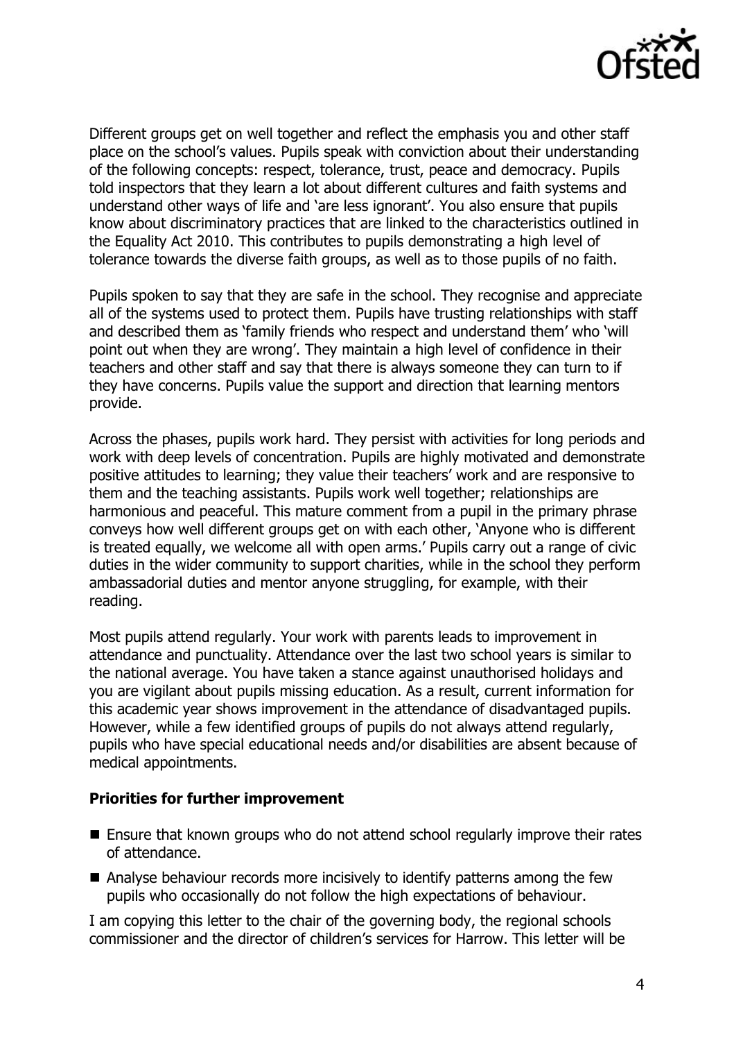Different groups get on well together and reflect the emphasis you and other staff place on the school's values. Pupils speak with conviction about their understanding of the following concepts: respect, tolerance, trust, peace and democracy. Pupils told inspectors that they learn a lot about different cultures and faith systems and understand other ways of life and 'are less ignorant'. You also ensure that pupils know about discriminatory practices that are linked to the characteristics outlined in the Equality Act 2010. This contributes to pupils demonstrating a high level of tolerance towards the diverse faith groups, as well as to those pupils of no faith.

Pupils spoken to say that they are safe in the school. They recognise and appreciate all of the systems used to protect them. Pupils have trusting relationships with staff and described them as 'family friends who respect and understand them' who 'will point out when they are wrong'. They maintain a high level of confidence in their teachers and other staff and say that there is always someone they can turn to if they have concerns. Pupils value the support and direction that learning mentors provide.

Across the phases, pupils work hard. They persist with activities for long periods and work with deep levels of concentration. Pupils are highly motivated and demonstrate positive attitudes to learning; they value their teachers' work and are responsive to them and the teaching assistants. Pupils work well together; relationships are harmonious and peaceful. This mature comment from a pupil in the primary phrase conveys how well different groups get on with each other, 'Anyone who is different is treated equally, we welcome all with open arms.' Pupils carry out a range of civic duties in the wider community to support charities, while in the school they perform ambassadorial duties and mentor anyone struggling, for example, with their reading.

Most pupils attend regularly. Your work with parents leads to improvement in attendance and punctuality. Attendance over the last two school years is similar to the national average. You have taken a stance against unauthorised holidays and you are vigilant about pupils missing education. As a result, current information for this academic year shows improvement in the attendance of disadvantaged pupils. However, while a few identified groups of pupils do not always attend regularly, pupils who have special educational needs and/or disabilities are absent because of medical appointments.

**Priorities for further improvement**

- Ensure that known groups who do not attend school regularly improve their rates of attendance.
- Analyse behaviour records more incisively to identify patterns among the few pupils who occasionally do not follow the high expectations of behaviour.

I am copying this letter to the chair of the governing body, the regional schools commissioner and the director of children's services for Harrow. This letter will be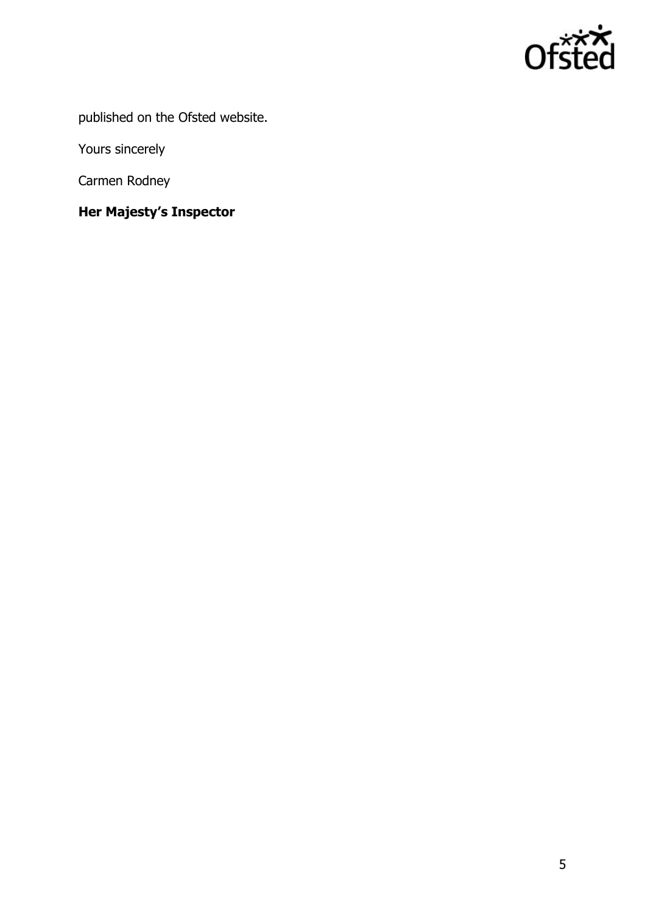published on the Ofsted website.

Yours sincerely

Carmen Rodney

**Her Majesty's Inspector**